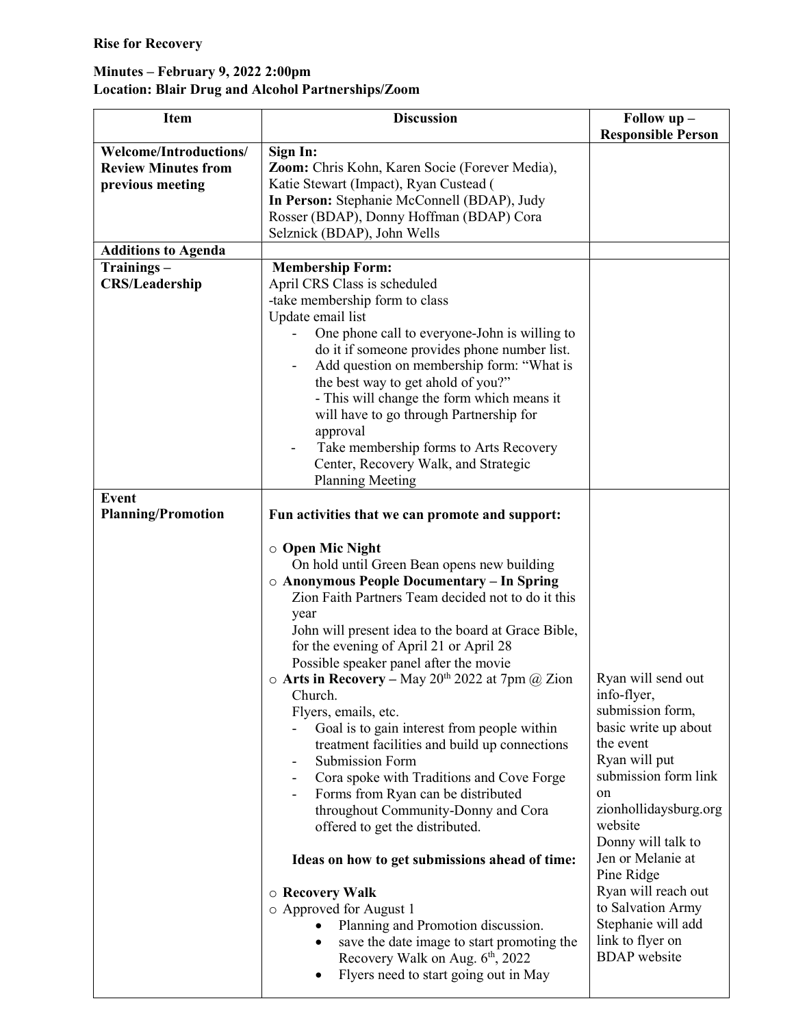**Rise for Recovery**

**Minutes – February 9, 2022 2:00pm**
**Location: Blair Drug and Alcohol Partnerships/Zoom**

| Item | Discussion | Follow up – Responsible Person |
|---|---|---|
| **Welcome/Introductions/ Review Minutes from previous meeting** | **Sign In:**<br>**Zoom:** Chris Kohn, Karen Socie (Forever Media), Katie Stewart (Impact), Ryan Custead (<br>**In Person:** Stephanie McConnell (BDAP), Judy Rosser (BDAP), Donny Hoffman (BDAP) Cora Selznick (BDAP), John Wells | |
| **Additions to Agenda** | | |
| **Trainings – CRS/Leadership** | **Membership Form:**<br>April CRS Class is scheduled<br>-take membership form to class<br>Update email list<br>- One phone call to everyone-John is willing to do it if someone provides phone number list.<br>- Add question on membership form: "What is the best way to get ahold of you?"<br>- This will change the form which means it will have to go through Partnership for approval<br>- Take membership forms to Arts Recovery Center, Recovery Walk, and Strategic Planning Meeting | |
| **Event Planning/Promotion** | **Fun activities that we can promote and support:**<br>○ **Open Mic Night**<br>On hold until Green Bean opens new building<br>○ **Anonymous People Documentary – In Spring**<br>Zion Faith Partners Team decided not to do it this year<br>John will present idea to the board at Grace Bible, for the evening of April 21 or April 28<br>Possible speaker panel after the movie<br>○ **Arts in Recovery** – May 20th 2022 at 7pm @ Zion Church.<br>Flyers, emails, etc.<br>- Goal is to gain interest from people within treatment facilities and build up connections<br>- Submission Form<br>- Cora spoke with Traditions and Cove Forge<br>- Forms from Ryan can be distributed throughout Community-Donny and Cora offered to get the distributed.<br>**Ideas on how to get submissions ahead of time:**<br>○ **Recovery Walk**<br>○ Approved for August 1<br>• Planning and Promotion discussion.<br>• save the date image to start promoting the Recovery Walk on Aug. 6th, 2022<br>• Flyers need to start going out in May | Ryan will send out info-flyer, submission form, basic write up about the event<br>Ryan will put submission form link on zionhollidaysburg.org website<br>Donny will talk to Jen or Melanie at Pine Ridge<br>Ryan will reach out to Salvation Army<br>Stephanie will add link to flyer on BDAP website |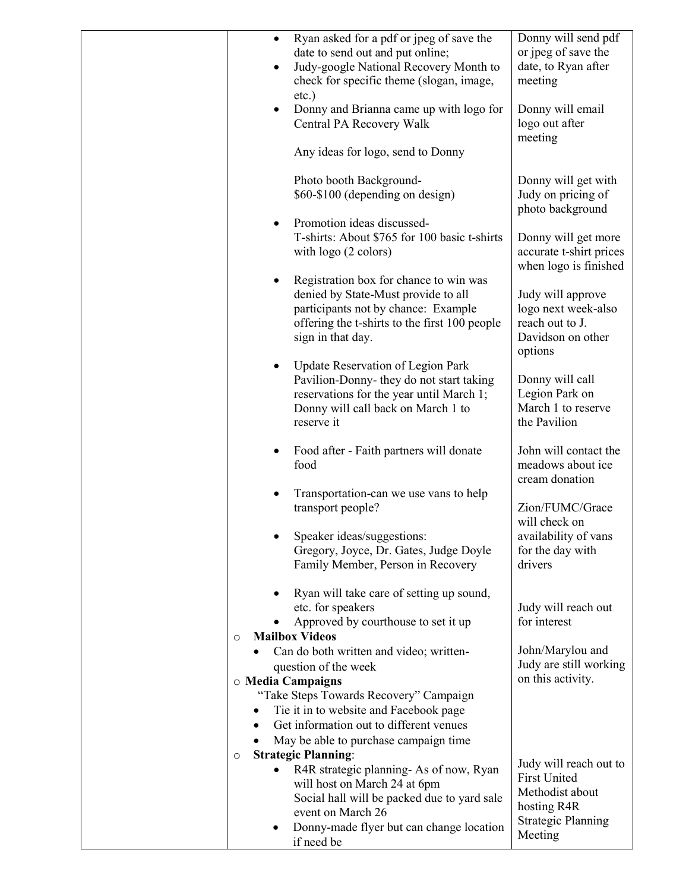| | | |
|---|---|---|
| | • Ryan asked for a pdf or jpeg of save the date to send out and put online;<br>• Judy-google National Recovery Month to check for specific theme (slogan, image, etc.)<br>• Donny and Brianna came up with logo for Central PA Recovery Walk<br><br>Any ideas for logo, send to Donny<br><br>Photo booth Background-<br>$60-$100 (depending on design)<br>• Promotion ideas discussed-<br>T-shirts: About $765 for 100 basic t-shirts with logo (2 colors)<br>• Registration box for chance to win was denied by State-Must provide to all participants not by chance: Example offering the t-shirts to the first 100 people sign in that day.<br>• Update Reservation of Legion Park Pavilion-Donny- they do not start taking reservations for the year until March 1; Donny will call back on March 1 to reserve it<br>• Food after - Faith partners will donate food<br>• Transportation-can we use vans to help transport people?<br>• Speaker ideas/suggestions:<br>Gregory, Joyce, Dr. Gates, Judge Doyle Family Member, Person in Recovery<br>• Ryan will take care of setting up sound, etc. for speakers<br>• Approved by courthouse to set it up<br>○ **Mailbox Videos**<br>• Can do both written and video; written-question of the week<br>○ **Media Campaigns**<br>"Take Steps Towards Recovery" Campaign<br>• Tie it in to website and Facebook page<br>• Get information out to different venues<br>• May be able to purchase campaign time<br>○ **Strategic Planning**:<br>• R4R strategic planning- As of now, Ryan will host on March 24 at 6pm<br>Social hall will be packed due to yard sale event on March 26<br>• Donny-made flyer but can change location if need be | Donny will send pdf or jpeg of save the date, to Ryan after meeting<br><br>Donny will email logo out after meeting<br><br>Donny will get with Judy on pricing of photo background<br><br>Donny will get more accurate t-shirt prices when logo is finished<br><br>Judy will approve logo next week-also reach out to J. Davidson on other options<br><br>Donny will call Legion Park on March 1 to reserve the Pavilion<br><br>John will contact the meadows about ice cream donation<br><br>Zion/FUMC/Grace will check on availability of vans for the day with drivers<br><br>Judy will reach out for interest<br><br>John/Marylou and Judy are still working on this activity.<br><br>Judy will reach out to First United Methodist about hosting R4R Strategic Planning Meeting |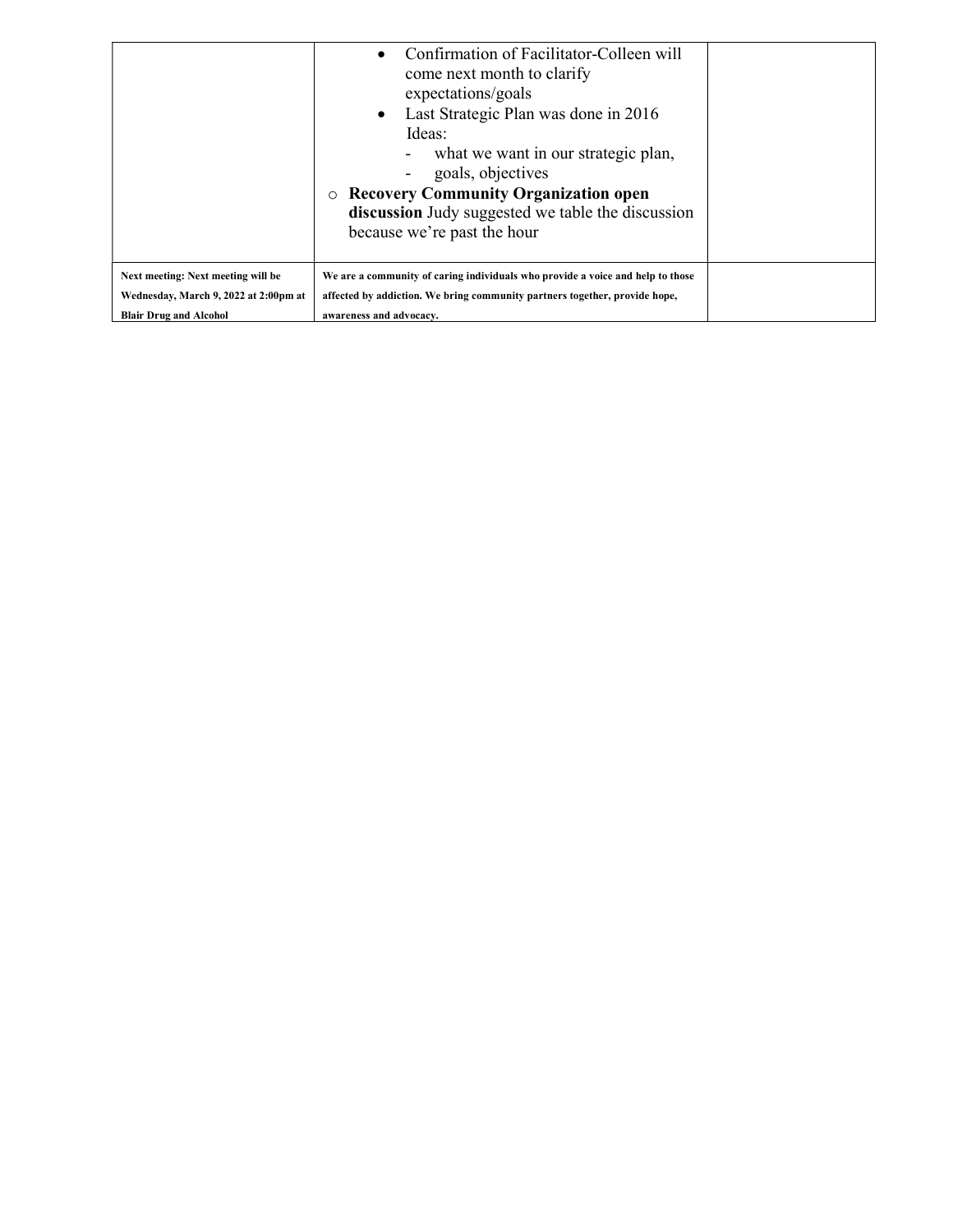| | | |
|---|---|---|
| | • Confirmation of Facilitator-Colleen will come next month to clarify expectations/goals<br>• Last Strategic Plan was done in 2016<br>Ideas:<br>- what we want in our strategic plan,<br>- goals, objectives<br>○ **Recovery Community Organization open discussion** Judy suggested we table the discussion because we're past the hour | |
| **Next meeting: Next meeting will be Wednesday, March 9, 2022 at 2:00pm at Blair Drug and Alcohol** | **We are a community of caring individuals who provide a voice and help to those affected by addiction. We bring community partners together, provide hope, awareness and advocacy.** | |